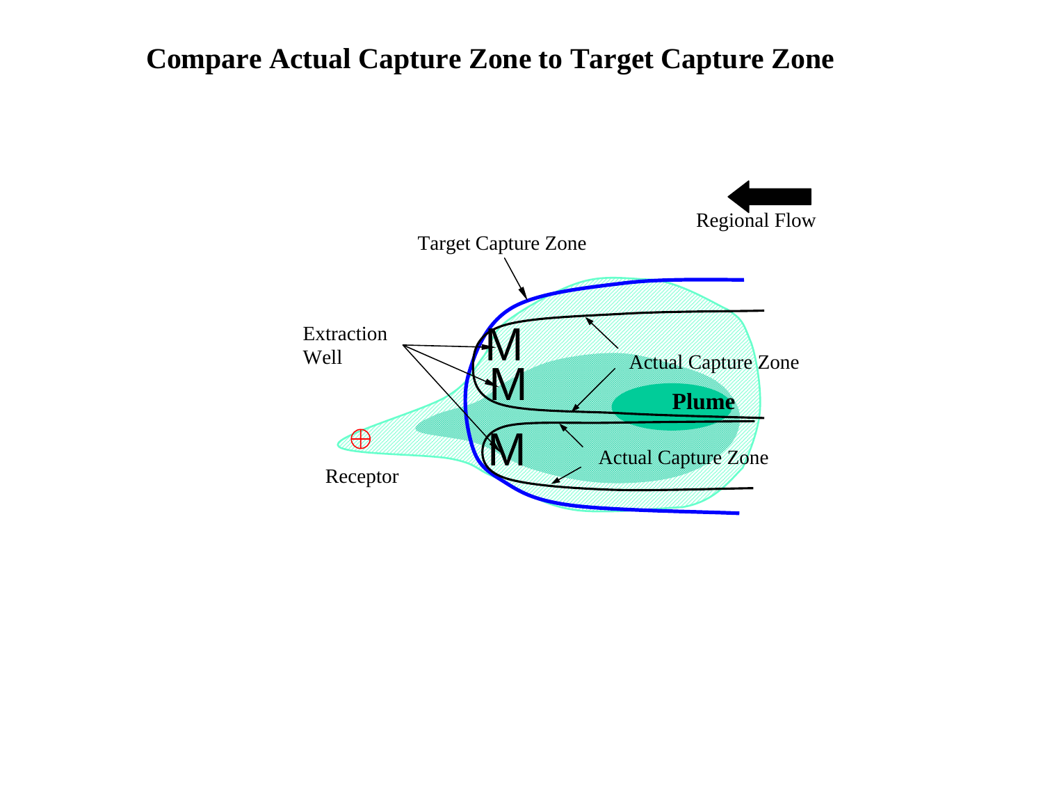# Compare Actual Capture Zone to Target Capture Zone

Regional Flow

Target Capture Zone

Extraction Well

Actual Capture Zone

**Plume**

Actual Capture Zone

Receptor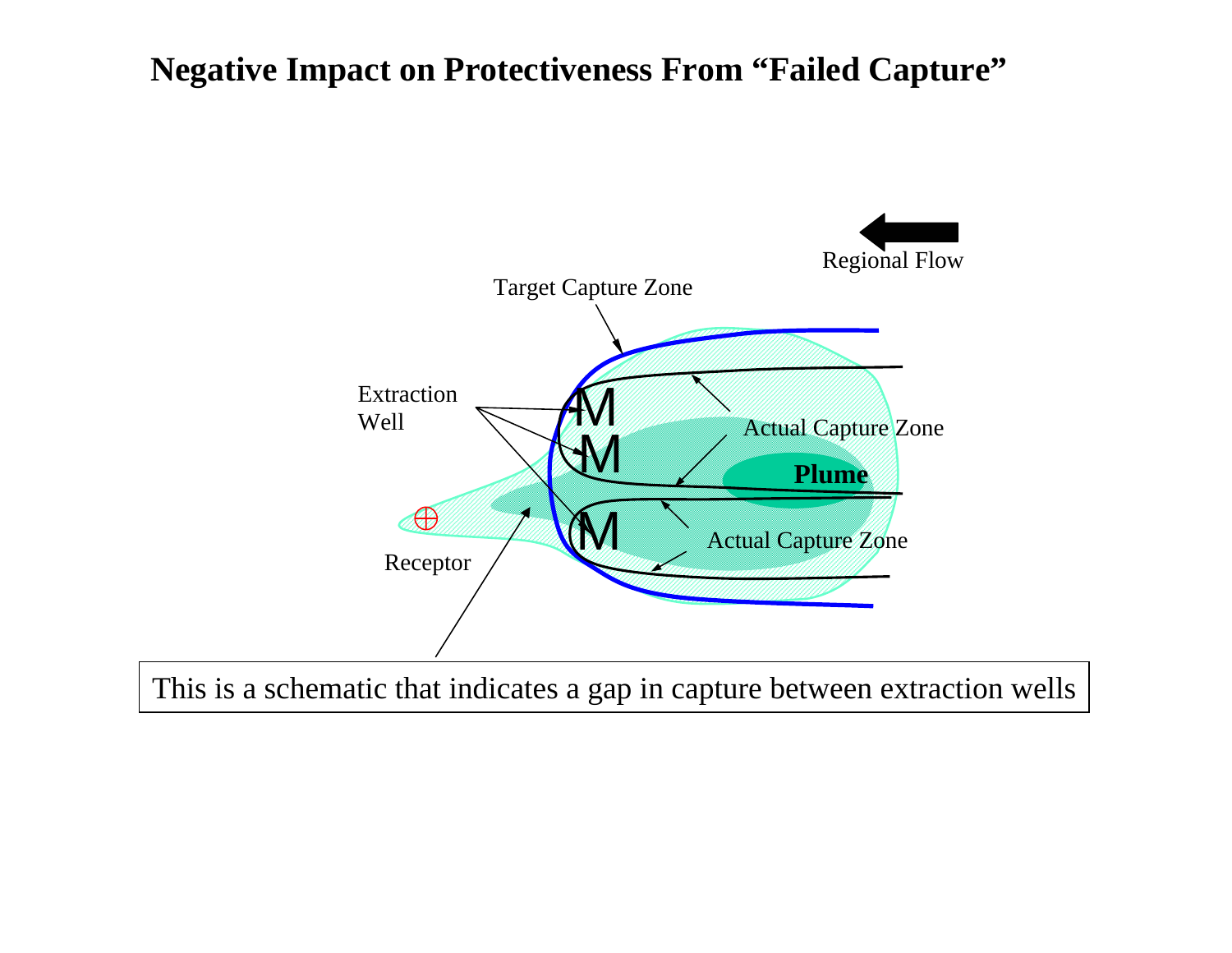# Negative Impact on Protectiveness From "Failed Capture"

Regional Flow

Target Capture Zone

Extraction Well

Actual Capture Zone

Plume

Actual Capture Zone

Receptor

This is a schematic that indicates a gap in capture between extraction wells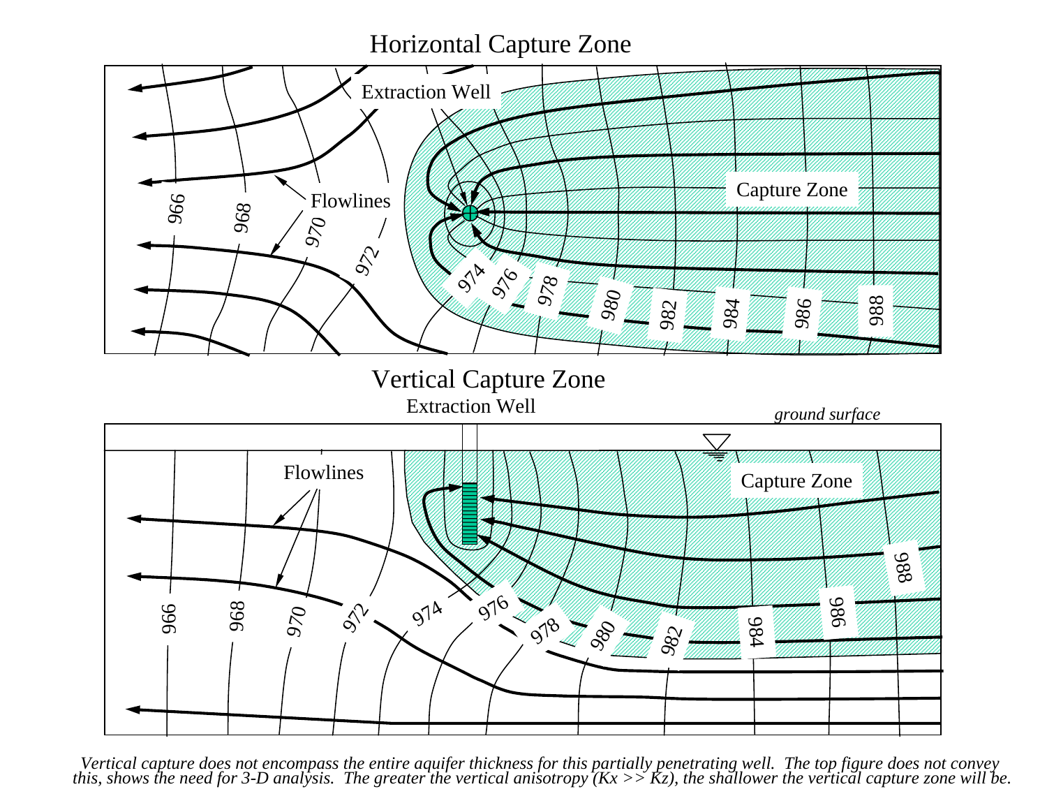## Horizontal Capture Zone

Extraction Well

Flowlines

Capture Zone

966 968 970 972 974 976 978 980 982 984 986 988

## Vertical Capture Zone

Extraction Well

*ground surface*

Flowlines

Capture Zone

966 968 970 972 974 976 978 980 982 984 986 988

*Vertical capture does not encompass the entire aquifer thickness for this partially penetrating well. The top figure does not convey this, shows the need for 3-D analysis. The greater the vertical anisotropy (Kx >> Kz), the shallower the vertical capture zone will be.*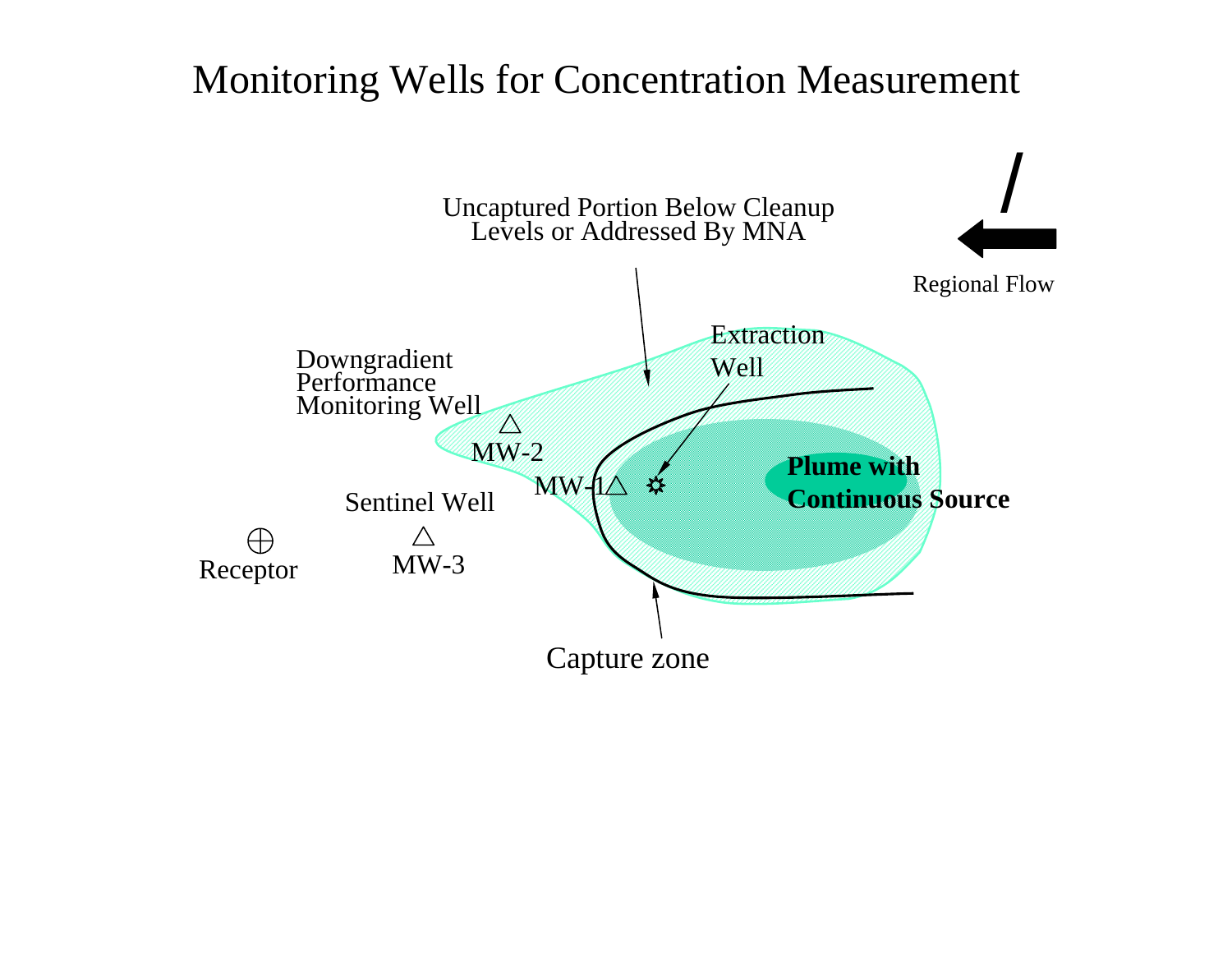# Monitoring Wells for Concentration Measurement

Uncaptured Portion Below Cleanup Levels or Addressed By MNA

Regional Flow

Extraction Well

Downgradient Performance Monitoring Well

MW-2

MW-1

**Plume with Continuous Source**

Sentinel Well

Receptor

MW-3

Capture zone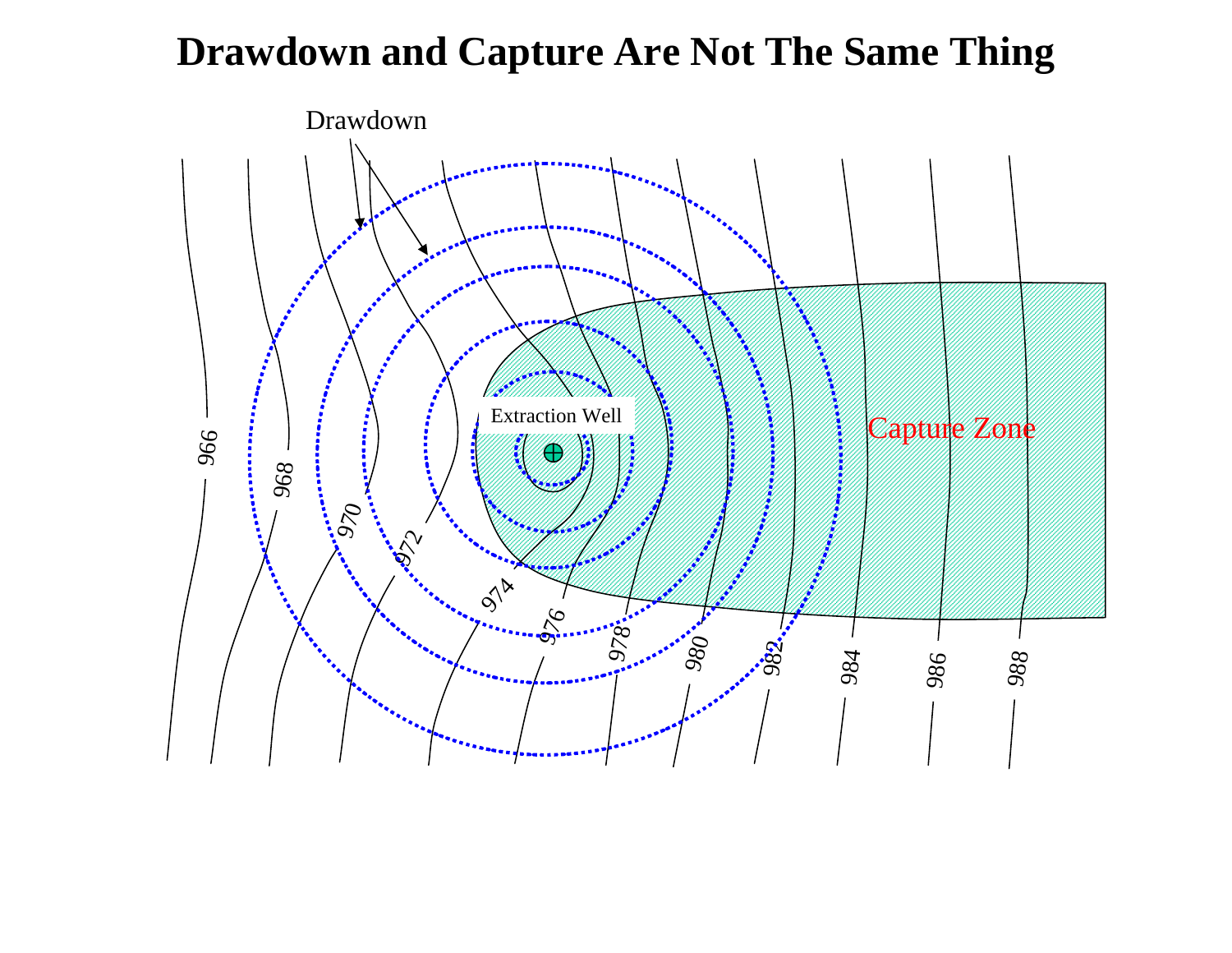# Drawdown and Capture Are Not The Same Thing

Drawdown

Extraction Well

Capture Zone

966

968

970

972

974

976

978

980

982

984

986

988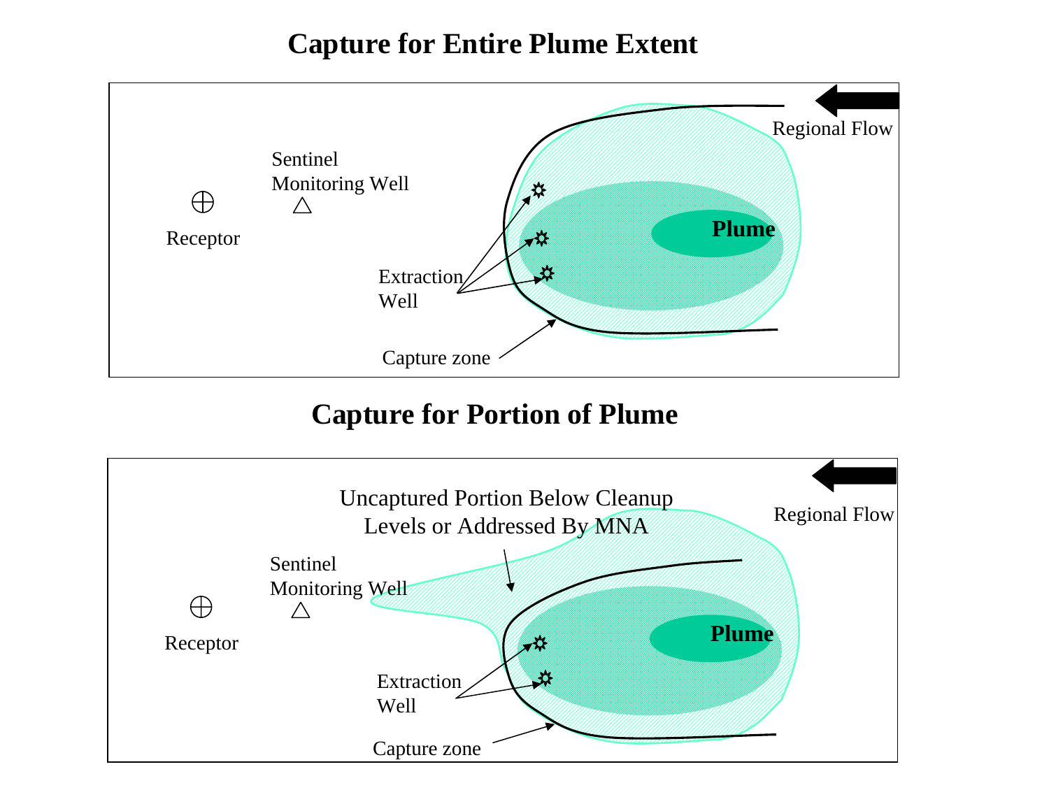# Capture for Entire Plume Extent

Regional Flow

Sentinel Monitoring Well

Receptor

Plume

Extraction Well

Capture zone

# Capture for Portion of Plume

Uncaptured Portion Below Cleanup Levels or Addressed By MNA

Regional Flow

Sentinel Monitoring Well

Receptor

Plume

Extraction Well

Capture zone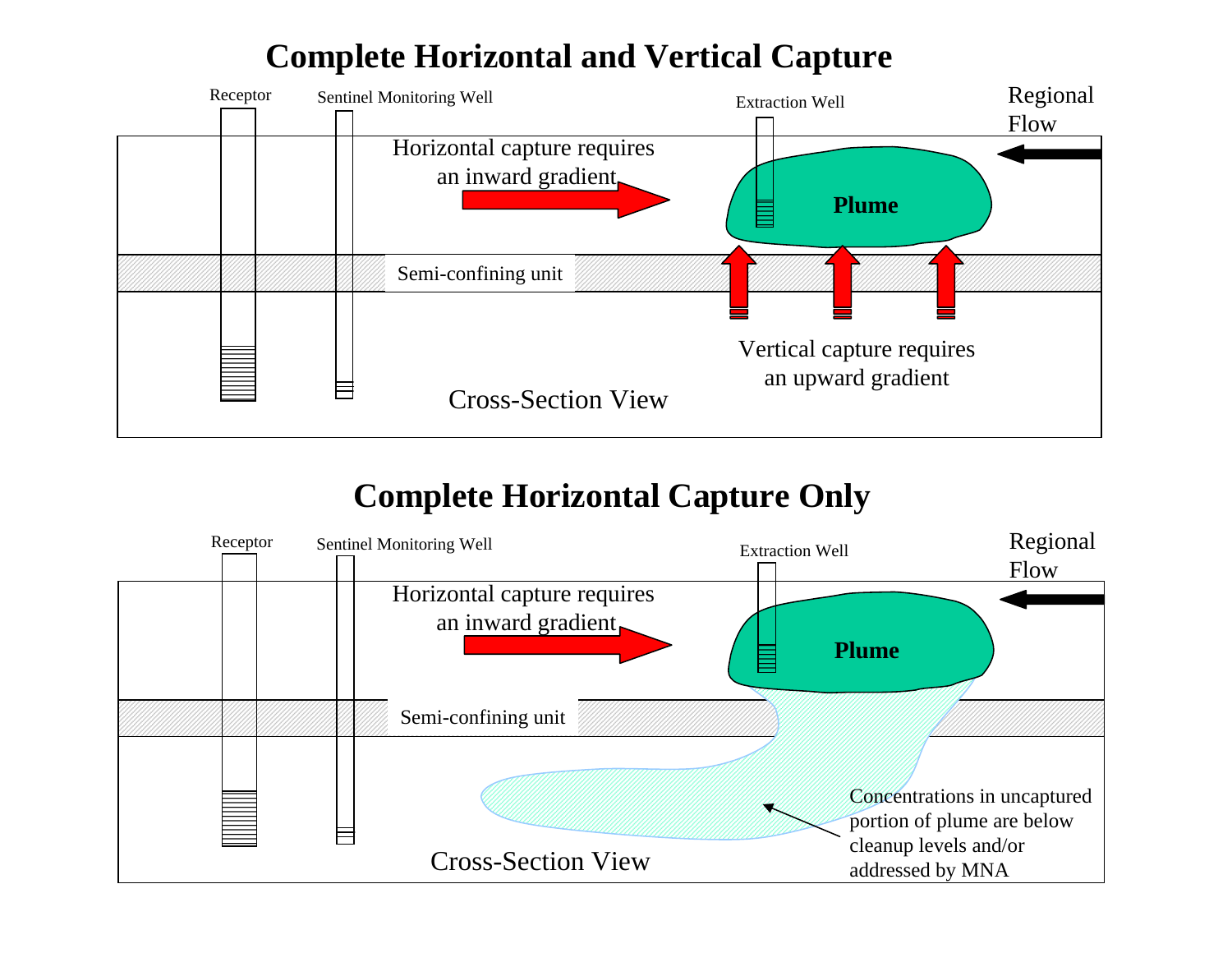# Complete Horizontal and Vertical Capture

Receptor

Sentinel Monitoring Well

Extraction Well

Regional Flow

Horizontal capture requires an inward gradient

Plume

Semi-confining unit

Vertical capture requires an upward gradient

Cross-Section View

# Complete Horizontal Capture Only

Receptor

Sentinel Monitoring Well

Extraction Well

Regional Flow

Horizontal capture requires an inward gradient

Plume

Semi-confining unit

Concentrations in uncaptured portion of plume are below cleanup levels and/or addressed by MNA

Cross-Section View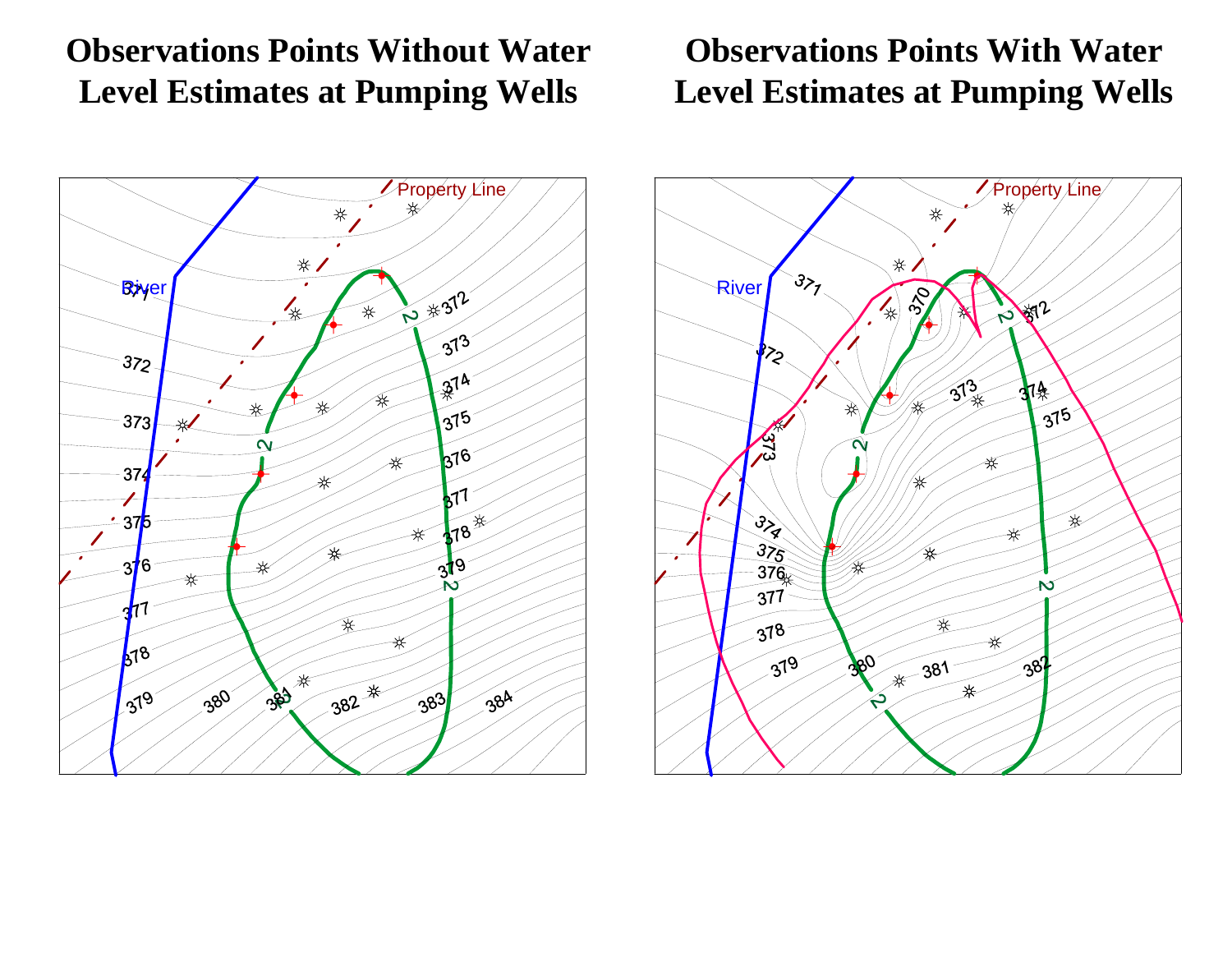**Observations Points Without Water Level Estimates at Pumping Wells**

**Observations Points With Water Level Estimates at Pumping Wells**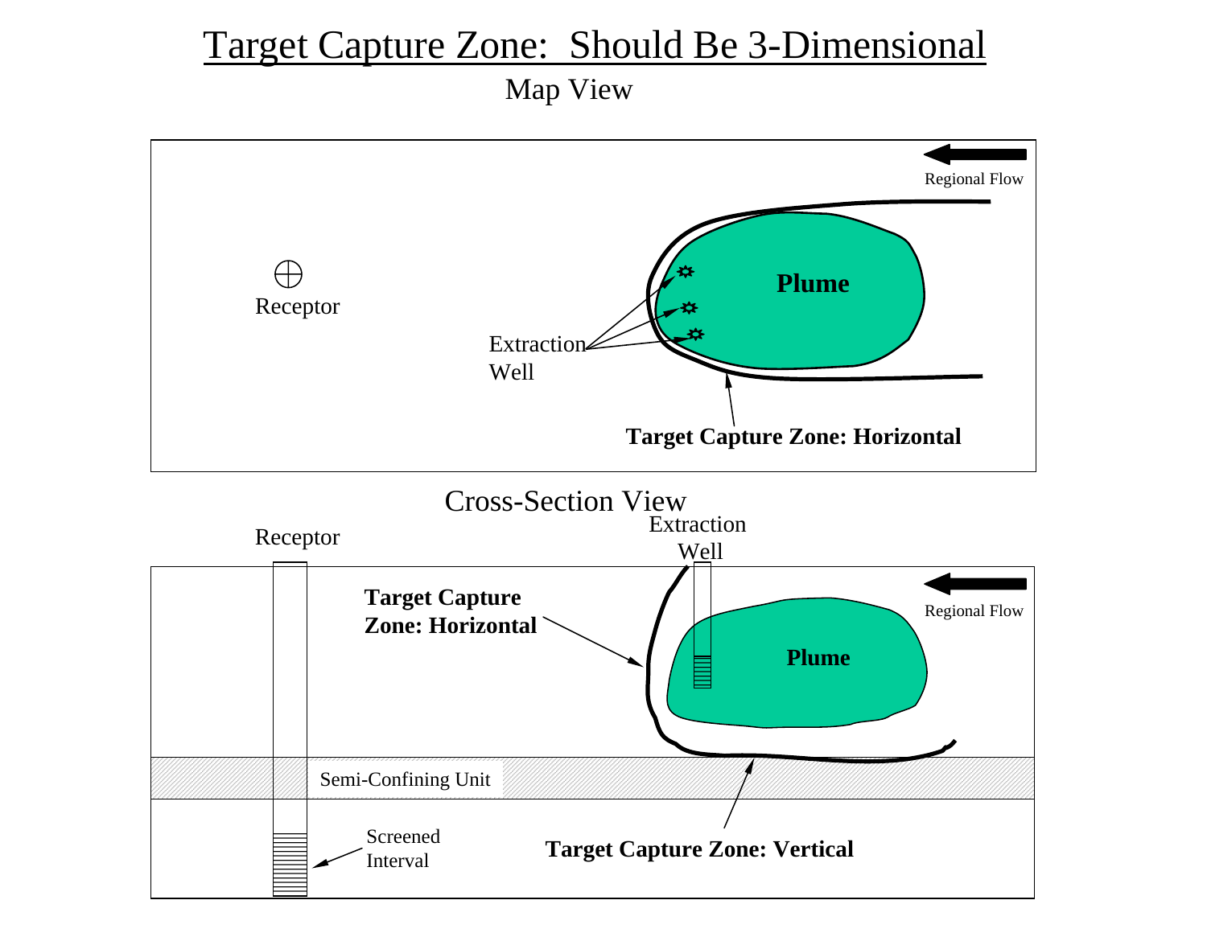# Target Capture Zone: Should Be 3-Dimensional

## Map View

Regional Flow

Plume

Receptor

Extraction Well

**Target Capture Zone: Horizontal**

## Cross-Section View

Receptor

Extraction Well

**Target Capture Zone: Horizontal**

Regional Flow

**Plume**

Semi-Confining Unit

Screened Interval

**Target Capture Zone: Vertical**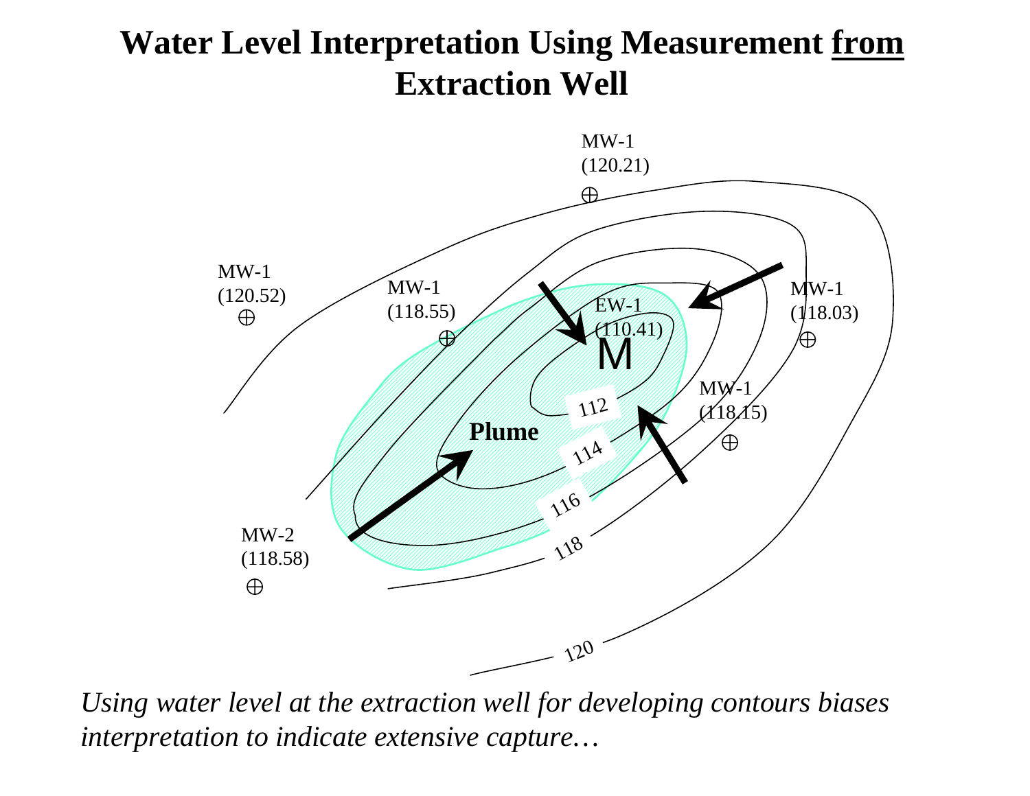# Water Level Interpretation Using Measurement <u>from</u> Extraction Well

MW-1 (120.21)

MW-1 (120.52)

MW-1 (118.55)

EW-1 (110.41)

M

MW-1 (118.03)

MW-1 (118.15)

Plume

MW-2 (118.58)

112

114

116

118

120

*Using water level at the extraction well for developing contours biases interpretation to indicate extensive capture…*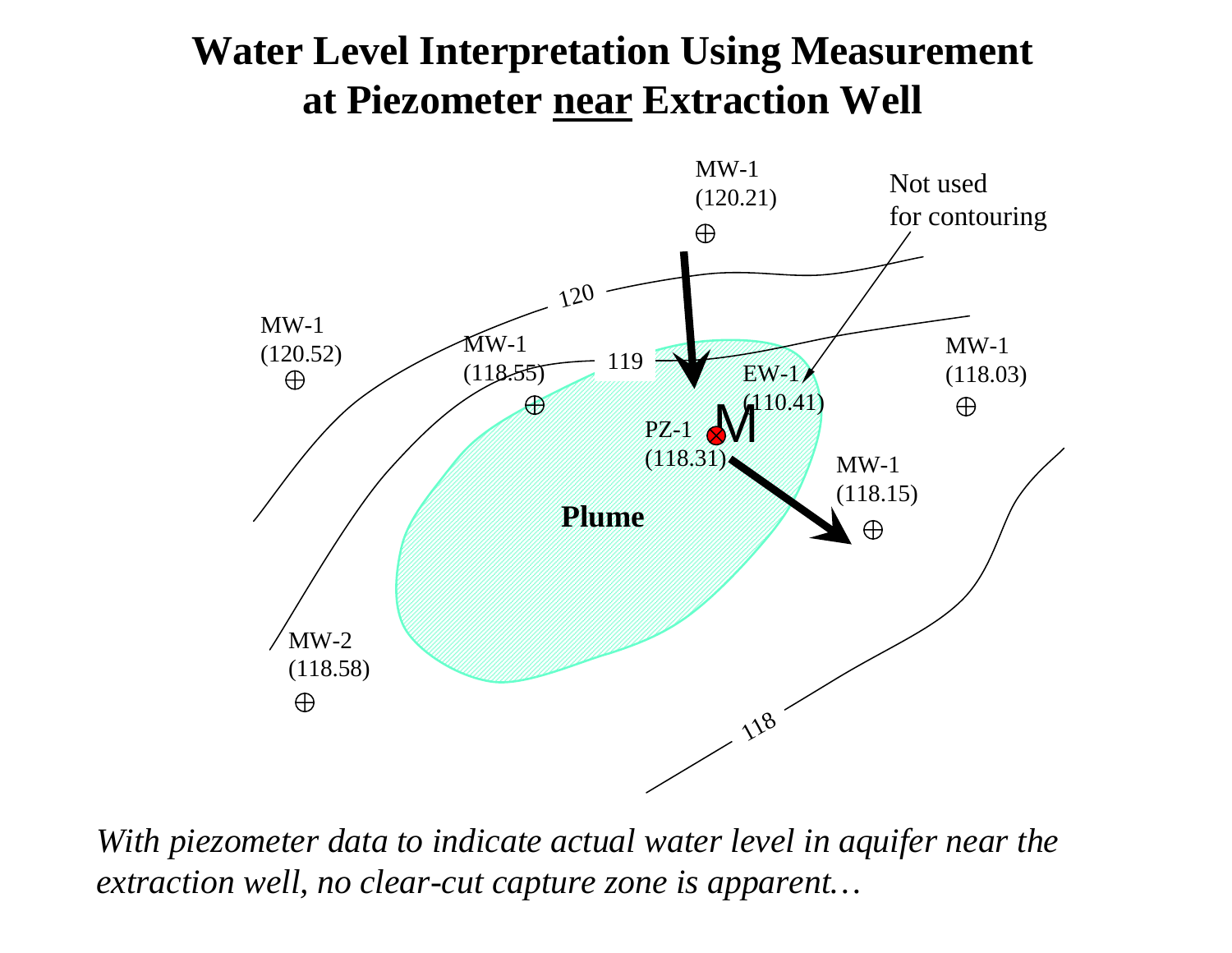# Water Level Interpretation Using Measurement at Piezometer near Extraction Well

MW-1
(120.21)

Not used
for contouring

120

MW-1
(120.52)

MW-1
(118.55)

119

EW-1
(110.41)

MW-1
(118.03)

PZ-1
(118.31)

M

MW-1
(118.15)

Plume

MW-2
(118.58)

118

*With piezometer data to indicate actual water level in aquifer near the extraction well, no clear-cut capture zone is apparent…*